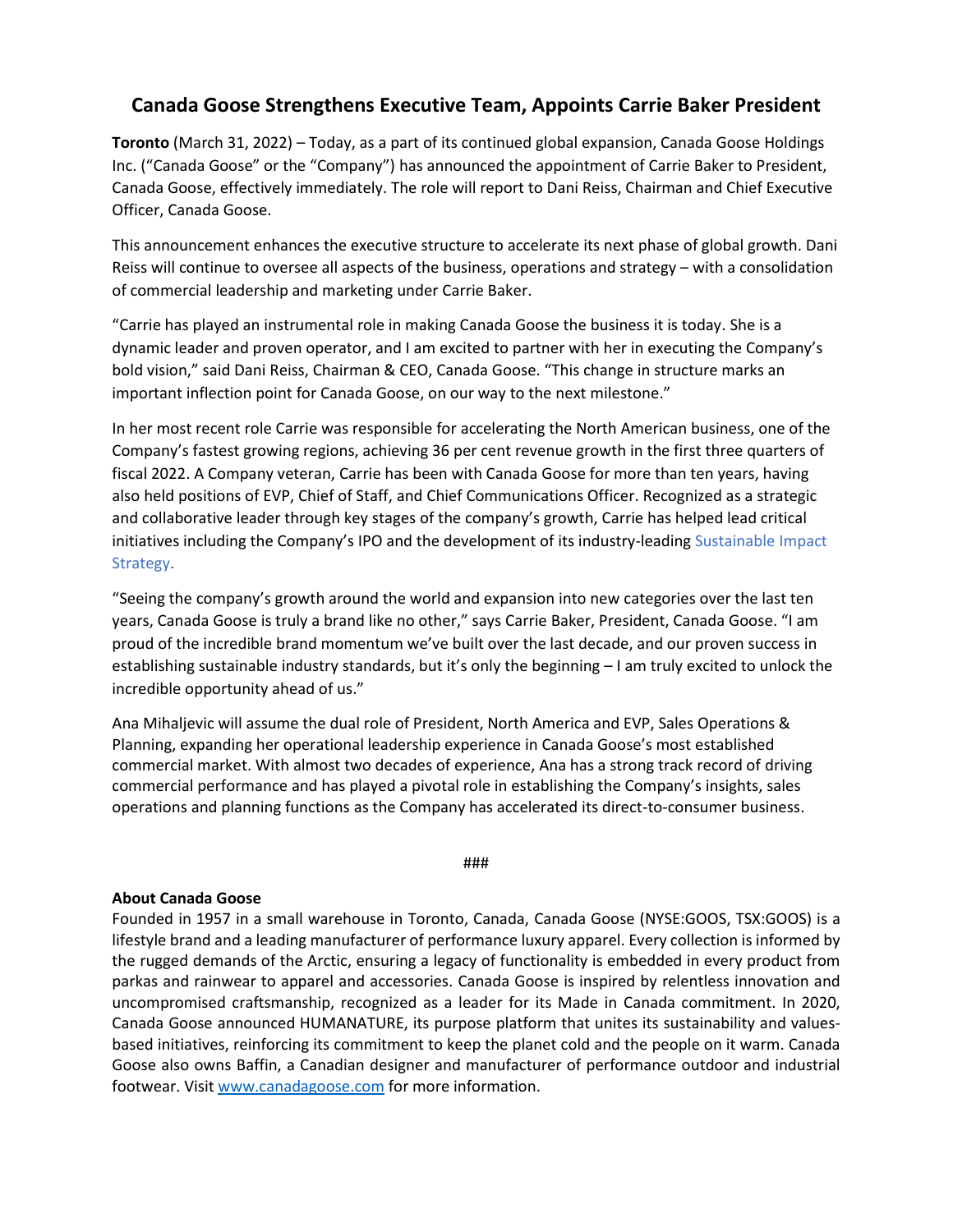# Canada Goose Strengthens Executive Team, Appoints Carrie Baker President

**Toronto** (March 31, 2022) – Today, as a part of its continued global expansion, Canada Goose Holdings Inc. ("Canada Goose" or the "Company") has announced the appointment of Carrie Baker to President, Canada Goose, effectively immediately. The role will report to Dani Reiss, Chairman and Chief Executive Officer, Canada Goose.

This announcement enhances the executive structure to accelerate its next phase of global growth. Dani Reiss will continue to oversee all aspects of the business, operations and strategy – with a consolidation of commercial leadership and marketing under Carrie Baker.

"Carrie has played an instrumental role in making Canada Goose the business it is today. She is a dynamic leader and proven operator, and I am excited to partner with her in executing the Company's bold vision," said Dani Reiss, Chairman & CEO, Canada Goose. "This change in structure marks an important inflection point for Canada Goose, on our way to the next milestone."

In her most recent role Carrie was responsible for accelerating the North American business, one of the Company's fastest growing regions, achieving 36 per cent revenue growth in the first three quarters of fiscal 2022. A Company veteran, Carrie has been with Canada Goose for more than ten years, having also held positions of EVP, Chief of Staff, and Chief Communications Officer. Recognized as a strategic and collaborative leader through key stages of the company's growth, Carrie has helped lead critical initiatives including the Company's IPO and the development of its industry-leading Sustainable Impact Strategy.

"Seeing the company's growth around the world and expansion into new categories over the last ten years, Canada Goose is truly a brand like no other," says Carrie Baker, President, Canada Goose. "I am proud of the incredible brand momentum we've built over the last decade, and our proven success in establishing sustainable industry standards, but it's only the beginning – I am truly excited to unlock the incredible opportunity ahead of us."

Ana Mihaljevic will assume the dual role of President, North America and EVP, Sales Operations & Planning, expanding her operational leadership experience in Canada Goose's most established commercial market. With almost two decades of experience, Ana has a strong track record of driving commercial performance and has played a pivotal role in establishing the Company's insights, sales operations and planning functions as the Company has accelerated its direct-to-consumer business.

###

**About Canada Goose**

Founded in 1957 in a small warehouse in Toronto, Canada, Canada Goose (NYSE:GOOS, TSX:GOOS) is a lifestyle brand and a leading manufacturer of performance luxury apparel. Every collection is informed by the rugged demands of the Arctic, ensuring a legacy of functionality is embedded in every product from parkas and rainwear to apparel and accessories. Canada Goose is inspired by relentless innovation and uncompromised craftsmanship, recognized as a leader for its Made in Canada commitment. In 2020, Canada Goose announced HUMANATURE, its purpose platform that unites its sustainability and values-based initiatives, reinforcing its commitment to keep the planet cold and the people on it warm. Canada Goose also owns Baffin, a Canadian designer and manufacturer of performance outdoor and industrial footwear. Visit www.canadagoose.com for more information.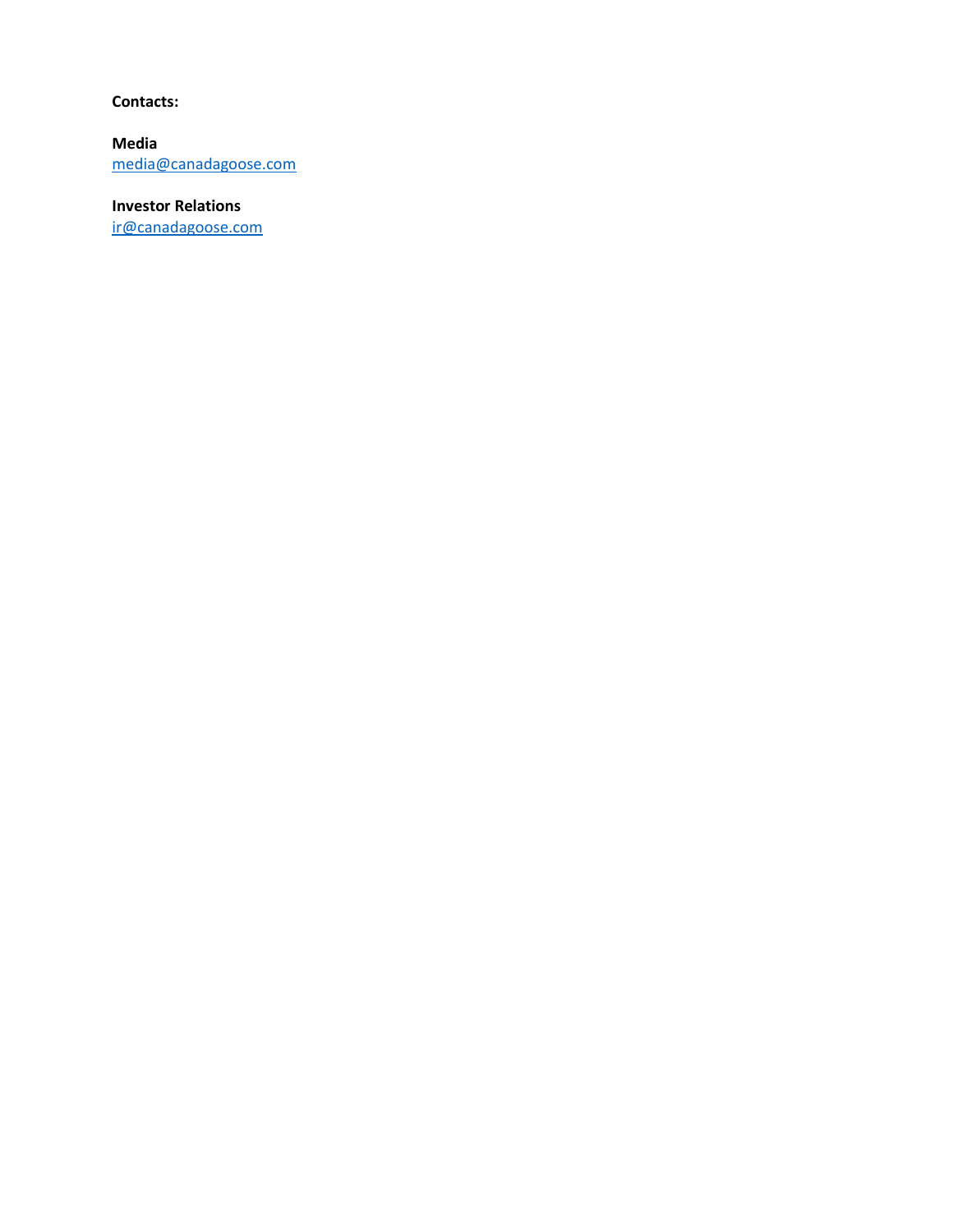**Contacts:**

**Media**
media@canadagoose.com

**Investor Relations**
ir@canadagoose.com